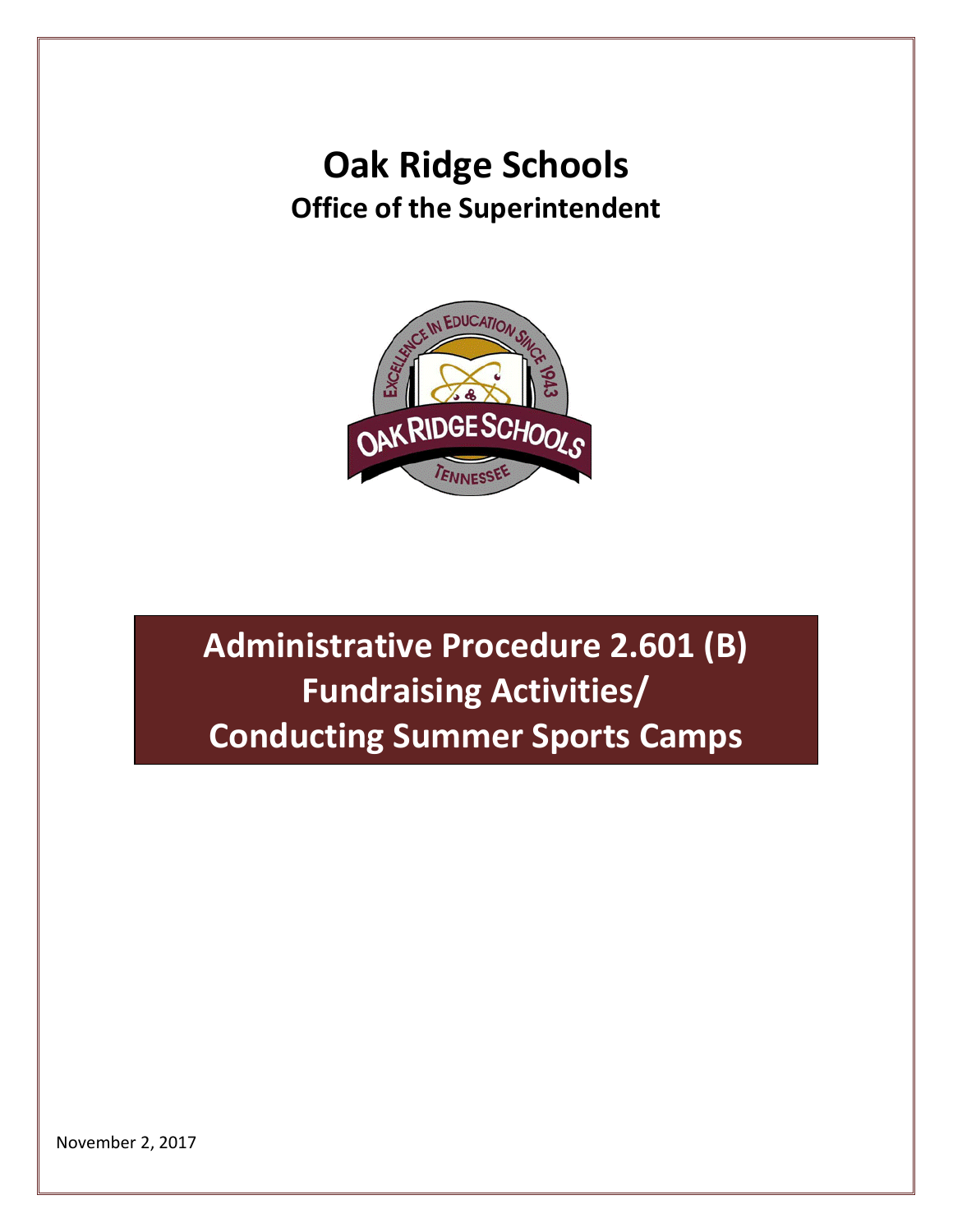# Oak Ridge Schools

## Office of the Superintendent

# Administrative Procedure 2.601 (B) Fundraising Activities/ Conducting Summer Sports Camps

November 2, 2017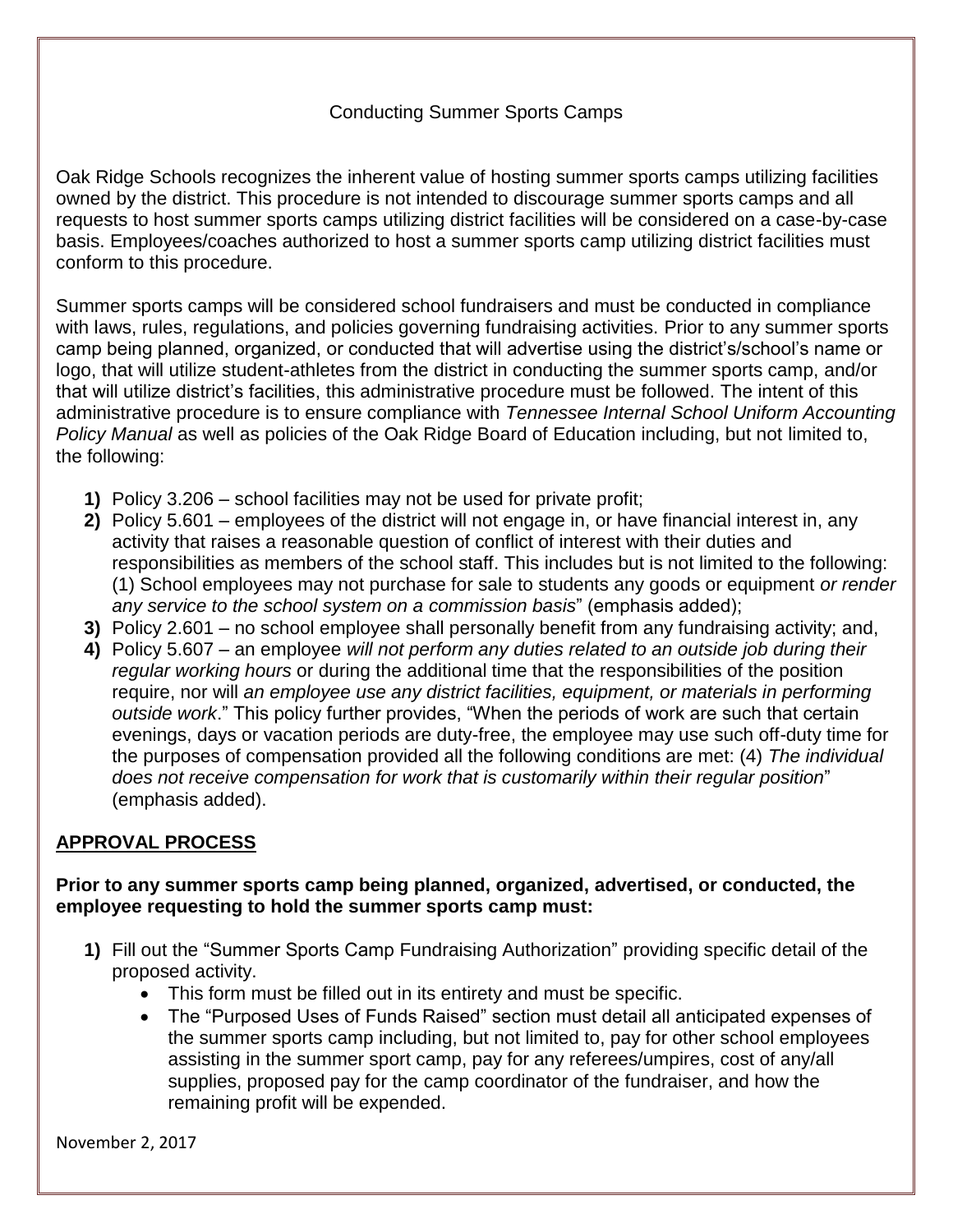Conducting Summer Sports Camps

Oak Ridge Schools recognizes the inherent value of hosting summer sports camps utilizing facilities owned by the district. This procedure is not intended to discourage summer sports camps and all requests to host summer sports camps utilizing district facilities will be considered on a case-by-case basis. Employees/coaches authorized to host a summer sports camp utilizing district facilities must conform to this procedure.

Summer sports camps will be considered school fundraisers and must be conducted in compliance with laws, rules, regulations, and policies governing fundraising activities. Prior to any summer sports camp being planned, organized, or conducted that will advertise using the district's/school's name or logo, that will utilize student-athletes from the district in conducting the summer sports camp, and/or that will utilize district's facilities, this administrative procedure must be followed. The intent of this administrative procedure is to ensure compliance with *Tennessee Internal School Uniform Accounting Policy Manual* as well as policies of the Oak Ridge Board of Education including, but not limited to, the following:

1) Policy 3.206 – school facilities may not be used for private profit;
2) Policy 5.601 – employees of the district will not engage in, or have financial interest in, any activity that raises a reasonable question of conflict of interest with their duties and responsibilities as members of the school staff. This includes but is not limited to the following: (1) School employees may not purchase for sale to students any goods or equipment *or render any service to the school system on a commission basis*" (emphasis added);
3) Policy 2.601 – no school employee shall personally benefit from any fundraising activity; and,
4) Policy 5.607 – an employee *will not perform any duties related to an outside job during their regular working hours* or during the additional time that the responsibilities of the position require, nor will *an employee use any district facilities, equipment, or materials in performing outside work*." This policy further provides, "When the periods of work are such that certain evenings, days or vacation periods are duty-free, the employee may use such off-duty time for the purposes of compensation provided all the following conditions are met: (4) *The individual does not receive compensation for work that is customarily within their regular position*" (emphasis added).

## APPROVAL PROCESS

**Prior to any summer sports camp being planned, organized, advertised, or conducted, the employee requesting to hold the summer sports camp must:**

1) Fill out the "Summer Sports Camp Fundraising Authorization" providing specific detail of the proposed activity.
   - This form must be filled out in its entirety and must be specific.
   - The "Purposed Uses of Funds Raised" section must detail all anticipated expenses of the summer sports camp including, but not limited to, pay for other school employees assisting in the summer sport camp, pay for any referees/umpires, cost of any/all supplies, proposed pay for the camp coordinator of the fundraiser, and how the remaining profit will be expended.

November 2, 2017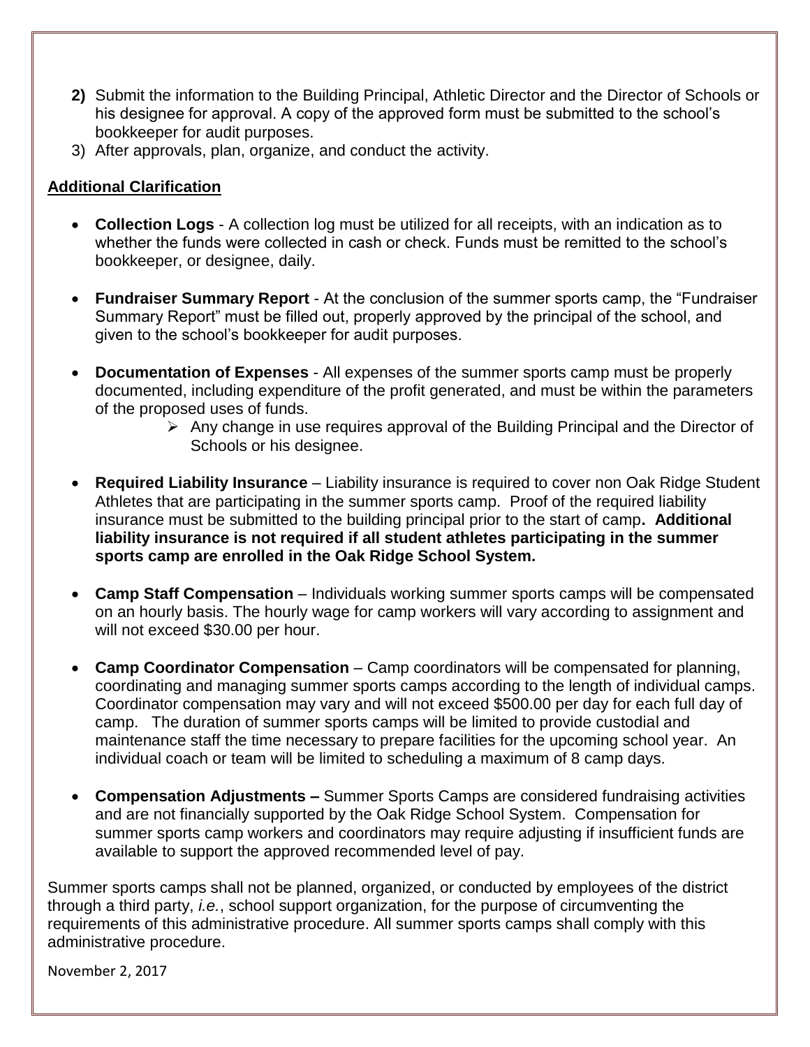2) Submit the information to the Building Principal, Athletic Director and the Director of Schools or his designee for approval. A copy of the approved form must be submitted to the school's bookkeeper for audit purposes.
3) After approvals, plan, organize, and conduct the activity.

**Additional Clarification**

- **Collection Logs** - A collection log must be utilized for all receipts, with an indication as to whether the funds were collected in cash or check. Funds must be remitted to the school's bookkeeper, or designee, daily.

- **Fundraiser Summary Report** - At the conclusion of the summer sports camp, the "Fundraiser Summary Report" must be filled out, properly approved by the principal of the school, and given to the school's bookkeeper for audit purposes.

- **Documentation of Expenses** - All expenses of the summer sports camp must be properly documented, including expenditure of the profit generated, and must be within the parameters of the proposed uses of funds.
  - Any change in use requires approval of the Building Principal and the Director of Schools or his designee.

- **Required Liability Insurance** – Liability insurance is required to cover non Oak Ridge Student Athletes that are participating in the summer sports camp. Proof of the required liability insurance must be submitted to the building principal prior to the start of camp**. Additional liability insurance is not required if all student athletes participating in the summer sports camp are enrolled in the Oak Ridge School System.**

- **Camp Staff Compensation** – Individuals working summer sports camps will be compensated on an hourly basis. The hourly wage for camp workers will vary according to assignment and will not exceed $30.00 per hour.

- **Camp Coordinator Compensation** – Camp coordinators will be compensated for planning, coordinating and managing summer sports camps according to the length of individual camps. Coordinator compensation may vary and will not exceed $500.00 per day for each full day of camp. The duration of summer sports camps will be limited to provide custodial and maintenance staff the time necessary to prepare facilities for the upcoming school year. An individual coach or team will be limited to scheduling a maximum of 8 camp days.

- **Compensation Adjustments –** Summer Sports Camps are considered fundraising activities and are not financially supported by the Oak Ridge School System. Compensation for summer sports camp workers and coordinators may require adjusting if insufficient funds are available to support the approved recommended level of pay.

Summer sports camps shall not be planned, organized, or conducted by employees of the district through a third party, *i.e.*, school support organization, for the purpose of circumventing the requirements of this administrative procedure. All summer sports camps shall comply with this administrative procedure.

November 2, 2017